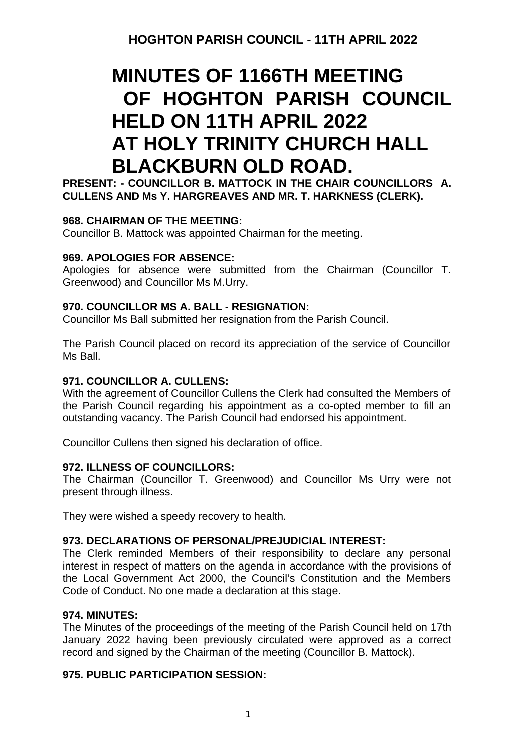**HOGHTON PARISH COUNCIL - 11TH APRIL 2022**

# MINUTES OF 1166TH MEETING OF HOGHTON PARISH COUNCIL HELD ON 11TH APRIL 2022 AT HOLY TRINITY CHURCH HALL BLACKBURN OLD ROAD.

**PRESENT: - COUNCILLOR B. MATTOCK IN THE CHAIR COUNCILLORS A. CULLENS AND Ms Y. HARGREAVES AND MR. T. HARKNESS (CLERK).**

**968. CHAIRMAN OF THE MEETING:**
Councillor B. Mattock was appointed Chairman for the meeting.

**969. APOLOGIES FOR ABSENCE:**
Apologies for absence were submitted from the Chairman (Councillor T. Greenwood) and Councillor Ms M.Urry.

**970. COUNCILLOR MS A. BALL - RESIGNATION:**
Councillor Ms Ball submitted her resignation from the Parish Council.

The Parish Council placed on record its appreciation of the service of Councillor Ms Ball.

**971. COUNCILLOR A. CULLENS:**
With the agreement of Councillor Cullens the Clerk had consulted the Members of the Parish Council regarding his appointment as a co-opted member to fill an outstanding vacancy. The Parish Council had endorsed his appointment.

Councillor Cullens then signed his declaration of office.

**972. ILLNESS OF COUNCILLORS:**
The Chairman (Councillor T. Greenwood) and Councillor Ms Urry were not present through illness.

They were wished a speedy recovery to health.

**973. DECLARATIONS OF PERSONAL/PREJUDICIAL INTEREST:**
The Clerk reminded Members of their responsibility to declare any personal interest in respect of matters on the agenda in accordance with the provisions of the Local Government Act 2000, the Council's Constitution and the Members Code of Conduct. No one made a declaration at this stage.

**974. MINUTES:**
The Minutes of the proceedings of the meeting of the Parish Council held on 17th January 2022 having been previously circulated were approved as a correct record and signed by the Chairman of the meeting (Councillor B. Mattock).

**975. PUBLIC PARTICIPATION SESSION:**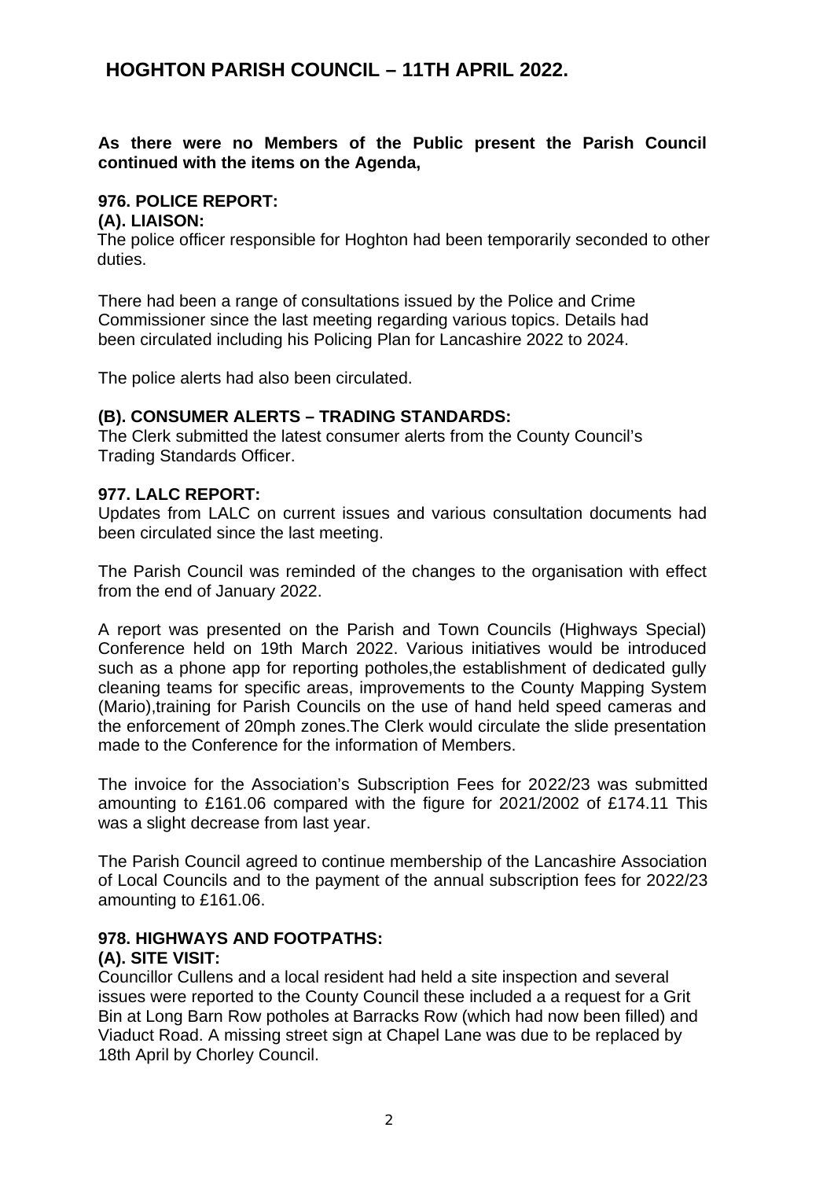# HOGHTON PARISH COUNCIL – 11TH APRIL 2022.

**As there were no Members of the Public present the Parish Council continued with the items on the Agenda,**

## 976. POLICE REPORT:

### (A). LIAISON:

The police officer responsible for Hoghton had been temporarily seconded to other duties.

There had been a range of consultations issued by the Police and Crime Commissioner since the last meeting regarding various topics. Details had been circulated including his Policing Plan for Lancashire 2022 to 2024.

The police alerts had also been circulated.

### (B). CONSUMER ALERTS – TRADING STANDARDS:

The Clerk submitted the latest consumer alerts from the County Council's Trading Standards Officer.

## 977. LALC REPORT:

Updates from LALC on current issues and various consultation documents had been circulated since the last meeting.

The Parish Council was reminded of the changes to the organisation with effect from the end of January 2022.

A report was presented on the Parish and Town Councils (Highways Special) Conference held on 19th March 2022. Various initiatives would be introduced such as a phone app for reporting potholes,the establishment of dedicated gully cleaning teams for specific areas, improvements to the County Mapping System (Mario),training for Parish Councils on the use of hand held speed cameras and the enforcement of 20mph zones.The Clerk would circulate the slide presentation made to the Conference for the information of Members.

The invoice for the Association's Subscription Fees for 2022/23 was submitted amounting to £161.06 compared with the figure for 2021/2002 of £174.11 This was a slight decrease from last year.

The Parish Council agreed to continue membership of the Lancashire Association of Local Councils and to the payment of the annual subscription fees for 2022/23 amounting to £161.06.

## 978. HIGHWAYS AND FOOTPATHS:

### (A). SITE VISIT:

Councillor Cullens and a local resident had held a site inspection and several issues were reported to the County Council these included a a request for a Grit Bin at Long Barn Row potholes at Barracks Row (which had now been filled) and Viaduct Road. A missing street sign at Chapel Lane was due to be replaced by 18th April by Chorley Council.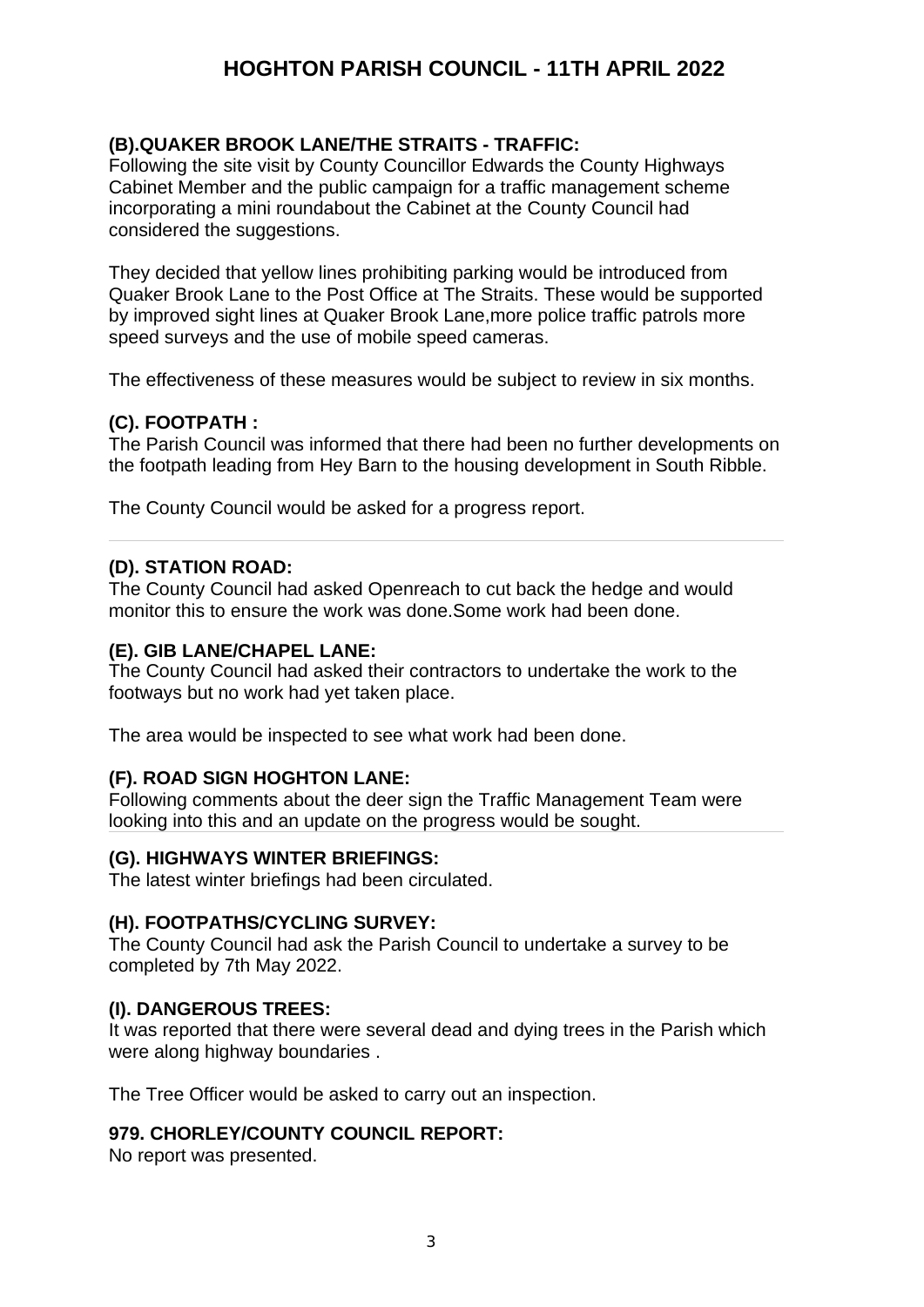### (B).QUAKER BROOK LANE/THE STRAITS - TRAFFIC:

Following the site visit by County Councillor Edwards the County Highways Cabinet Member and the public campaign for a traffic management scheme incorporating a mini roundabout the Cabinet at the County Council had considered the suggestions.

They decided that yellow lines prohibiting parking would be introduced from Quaker Brook Lane to the Post Office at The Straits. These would be supported by improved sight lines at Quaker Brook Lane,more police traffic patrols more speed surveys and the use of mobile speed cameras.

The effectiveness of these measures would be subject to review in six months.

### (C). FOOTPATH :

The Parish Council was informed that there had been no further developments on the footpath leading from Hey Barn to the housing development in South Ribble.

The County Council would be asked for a progress report.

### (D). STATION ROAD:

The County Council had asked Openreach to cut back the hedge and would monitor this to ensure the work was done.Some work had been done.

### (E). GIB LANE/CHAPEL LANE:

The County Council had asked their contractors to undertake the work to the footways but no work had yet taken place.

The area would be inspected to see what work had been done.

### (F). ROAD SIGN HOGHTON LANE:

Following comments about the deer sign the Traffic Management Team were looking into this and an update on the progress would be sought.

### (G). HIGHWAYS WINTER BRIEFINGS:

The latest winter briefings had been circulated.

### (H). FOOTPATHS/CYCLING SURVEY:

The County Council had ask the Parish Council to undertake a survey to be completed by 7th May 2022.

### (I). DANGEROUS TREES:

It was reported that there were several dead and dying trees in the Parish which were along highway boundaries .

The Tree Officer would be asked to carry out an inspection.

## 979. CHORLEY/COUNTY COUNCIL REPORT:

No report was presented.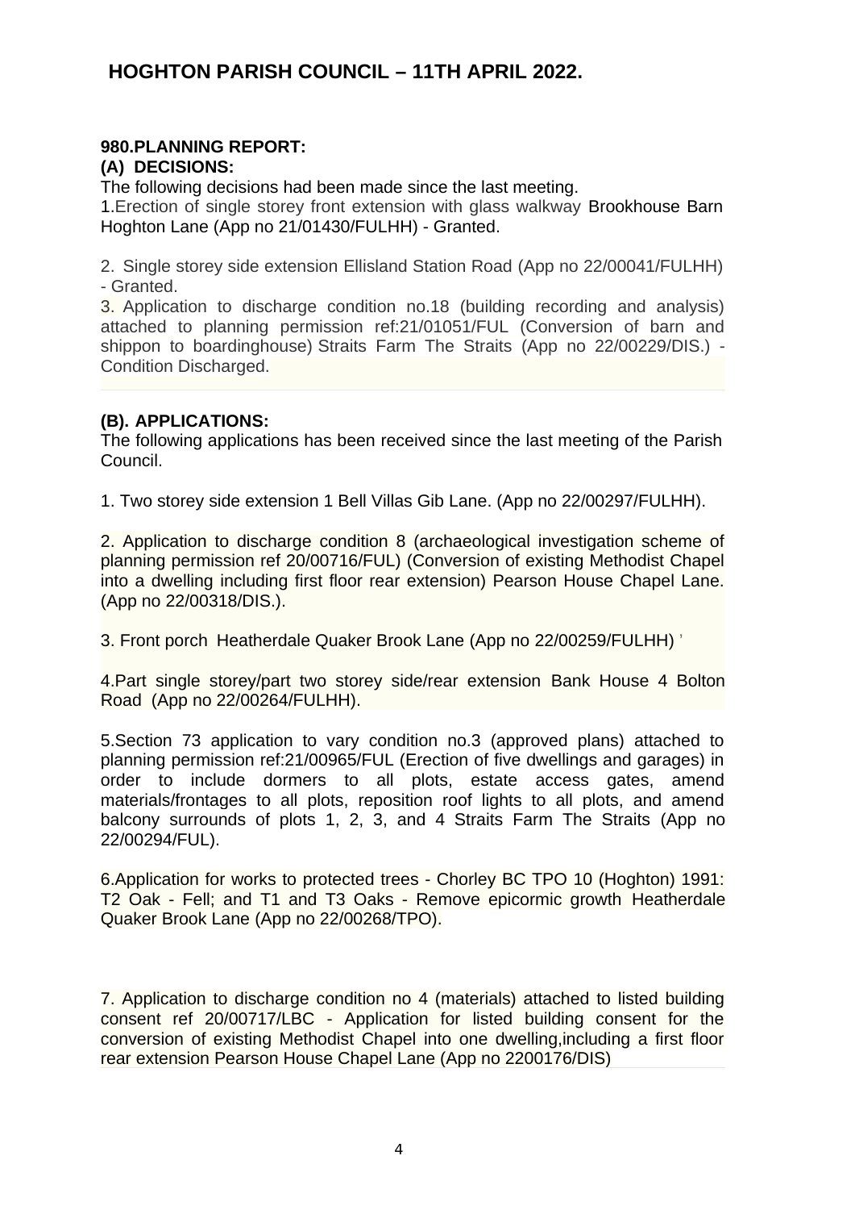# HOGHTON PARISH COUNCIL – 11TH APRIL 2022.

**980.PLANNING REPORT:**

**(A) DECISIONS:**

The following decisions had been made since the last meeting.

1.Erection of single storey front extension with glass walkway Brookhouse Barn Hoghton Lane (App no 21/01430/FULHH) - Granted.

2. Single storey side extension Ellisland Station Road (App no 22/00041/FULHH) - Granted.

3. Application to discharge condition no.18 (building recording and analysis) attached to planning permission ref:21/01051/FUL (Conversion of barn and shippon to boardinghouse) Straits Farm The Straits (App no 22/00229/DIS.) - Condition Discharged.

**(B). APPLICATIONS:**

The following applications has been received since the last meeting of the Parish Council.

1. Two storey side extension 1 Bell Villas Gib Lane. (App no 22/00297/FULHH).

2. Application to discharge condition 8 (archaeological investigation scheme of planning permission ref 20/00716/FUL) (Conversion of existing Methodist Chapel into a dwelling including first floor rear extension) Pearson House Chapel Lane. (App no 22/00318/DIS.).

3. Front porch Heatherdale Quaker Brook Lane (App no 22/00259/FULHH) '

4.Part single storey/part two storey side/rear extension Bank House 4 Bolton Road (App no 22/00264/FULHH).

5.Section 73 application to vary condition no.3 (approved plans) attached to planning permission ref:21/00965/FUL (Erection of five dwellings and garages) in order to include dormers to all plots, estate access gates, amend materials/frontages to all plots, reposition roof lights to all plots, and amend balcony surrounds of plots 1, 2, 3, and 4 Straits Farm The Straits (App no 22/00294/FUL).

6.Application for works to protected trees - Chorley BC TPO 10 (Hoghton) 1991: T2 Oak - Fell; and T1 and T3 Oaks - Remove epicormic growth Heatherdale Quaker Brook Lane (App no 22/00268/TPO).

7. Application to discharge condition no 4 (materials) attached to listed building consent ref 20/00717/LBC - Application for listed building consent for the conversion of existing Methodist Chapel into one dwelling,including a first floor rear extension Pearson House Chapel Lane (App no 2200176/DIS)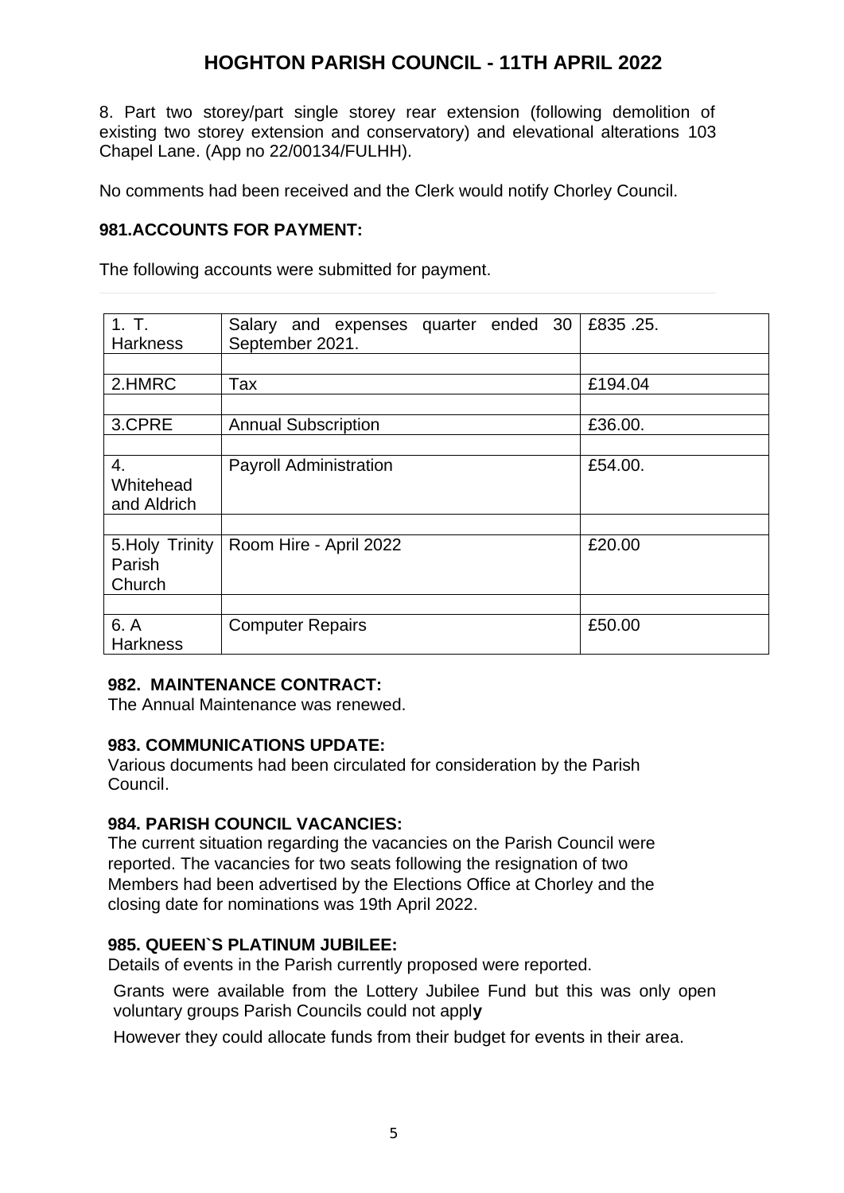# HOGHTON PARISH COUNCIL - 11TH APRIL 2022

8. Part two storey/part single storey rear extension (following demolition of existing two storey extension and conservatory) and elevational alterations 103 Chapel Lane. (App no 22/00134/FULHH).

No comments had been received and the Clerk would notify Chorley Council.

## 981.ACCOUNTS FOR PAYMENT:

The following accounts were submitted for payment.

| | | |
|---|---|---|
| 1. T. Harkness | Salary and expenses quarter ended 30 September 2021. | £835 .25. |
| | | |
| 2.HMRC | Tax | £194.04 |
| | | |
| 3.CPRE | Annual Subscription | £36.00. |
| | | |
| 4. Whitehead and Aldrich | Payroll Administration | £54.00. |
| | | |
| 5.Holy Trinity Parish Church | Room Hire - April 2022 | £20.00 |
| | | |
| 6. A Harkness | Computer Repairs | £50.00 |

## 982. MAINTENANCE CONTRACT:

The Annual Maintenance was renewed.

## 983. COMMUNICATIONS UPDATE:

Various documents had been circulated for consideration by the Parish Council.

## 984. PARISH COUNCIL VACANCIES:

The current situation regarding the vacancies on the Parish Council were reported. The vacancies for two seats following the resignation of two Members had been advertised by the Elections Office at Chorley and the closing date for nominations was 19th April 2022.

## 985. QUEEN`S PLATINUM JUBILEE:

Details of events in the Parish currently proposed were reported.

Grants were available from the Lottery Jubilee Fund but this was only open voluntary groups Parish Councils could not appl**y**

However they could allocate funds from their budget for events in their area.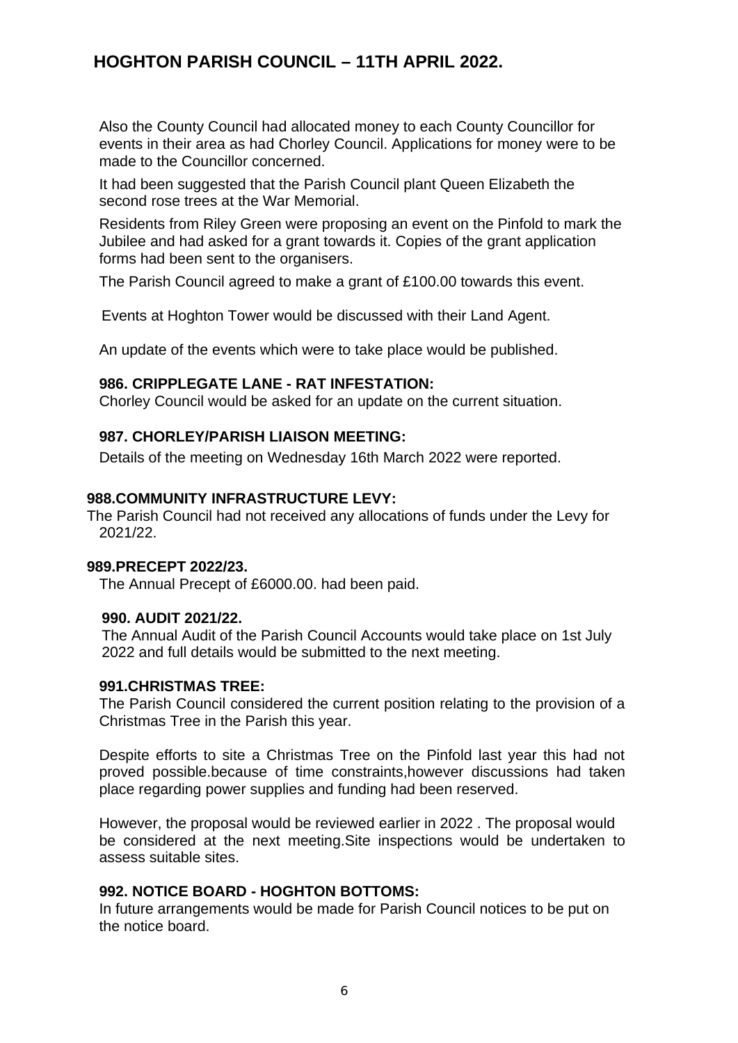# HOGHTON PARISH COUNCIL – 11TH APRIL 2022.

Also the County Council had allocated money to each County Councillor for events in their area as had Chorley Council. Applications for money were to be made to the Councillor concerned.

It had been suggested that the Parish Council plant Queen Elizabeth the second rose trees at the War Memorial.

Residents from Riley Green were proposing an event on the Pinfold to mark the Jubilee and had asked for a grant towards it. Copies of the grant application forms had been sent to the organisers.

The Parish Council agreed to make a grant of £100.00 towards this event.

Events at Hoghton Tower would be discussed with their Land Agent.

An update of the events which were to take place would be published.

**986. CRIPPLEGATE LANE - RAT INFESTATION:**
Chorley Council would be asked for an update on the current situation.

**987. CHORLEY/PARISH LIAISON MEETING:**
Details of the meeting on Wednesday 16th March 2022 were reported.

**988.COMMUNITY INFRASTRUCTURE LEVY:**
The Parish Council had not received any allocations of funds under the Levy for 2021/22.

**989.PRECEPT 2022/23.**
The Annual Precept of £6000.00. had been paid.

**990. AUDIT 2021/22.**
The Annual Audit of the Parish Council Accounts would take place on 1st July 2022 and full details would be submitted to the next meeting.

**991.CHRISTMAS TREE:**
The Parish Council considered the current position relating to the provision of a Christmas Tree in the Parish this year.

Despite efforts to site a Christmas Tree on the Pinfold last year this had not proved possible.because of time constraints,however discussions had taken place regarding power supplies and funding had been reserved.

However, the proposal would be reviewed earlier in 2022 . The proposal would be considered at the next meeting.Site inspections would be undertaken to assess suitable sites.

**992. NOTICE BOARD - HOGHTON BOTTOMS:**
In future arrangements would be made for Parish Council notices to be put on the notice board.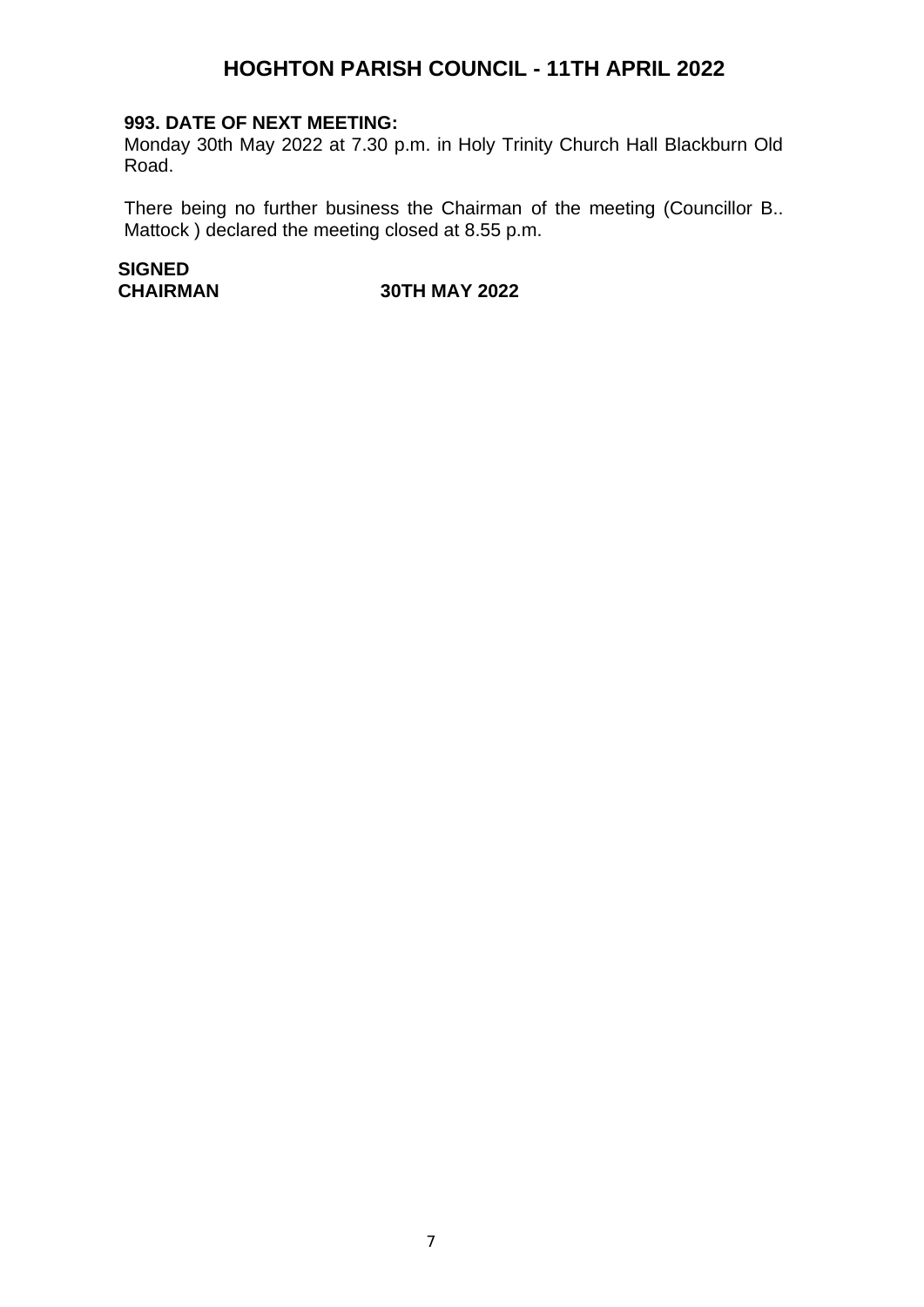**993. DATE OF NEXT MEETING:**
Monday 30th May 2022 at 7.30 p.m. in Holy Trinity Church Hall Blackburn Old Road.

There being no further business the Chairman of the meeting (Councillor B.. Mattock ) declared the meeting closed at 8.55 p.m.

**SIGNED**
**CHAIRMAN 30TH MAY 2022**